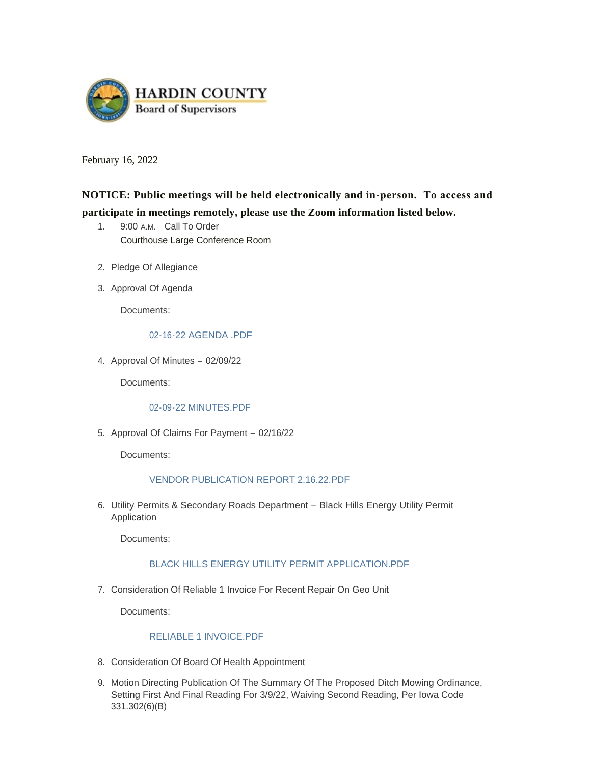# HARDIN COUNTY
## Board of Supervisors

February 16, 2022

**NOTICE: Public meetings will be held electronically and in-person. To access and participate in meetings remotely, please use the Zoom information listed below.**

1. 9:00 A.M. Call To Order
   Courthouse Large Conference Room

2. Pledge Of Allegiance

3. Approval Of Agenda

   Documents:

   02-16-22 AGENDA .PDF

4. Approval Of Minutes – 02/09/22

   Documents:

   02-09-22 MINUTES.PDF

5. Approval Of Claims For Payment – 02/16/22

   Documents:

   VENDOR PUBLICATION REPORT 2.16.22.PDF

6. Utility Permits & Secondary Roads Department – Black Hills Energy Utility Permit Application

   Documents:

   BLACK HILLS ENERGY UTILITY PERMIT APPLICATION.PDF

7. Consideration Of Reliable 1 Invoice For Recent Repair On Geo Unit

   Documents:

   RELIABLE 1 INVOICE.PDF

8. Consideration Of Board Of Health Appointment

9. Motion Directing Publication Of The Summary Of The Proposed Ditch Mowing Ordinance, Setting First And Final Reading For 3/9/22, Waiving Second Reading, Per Iowa Code 331.302(6)(B)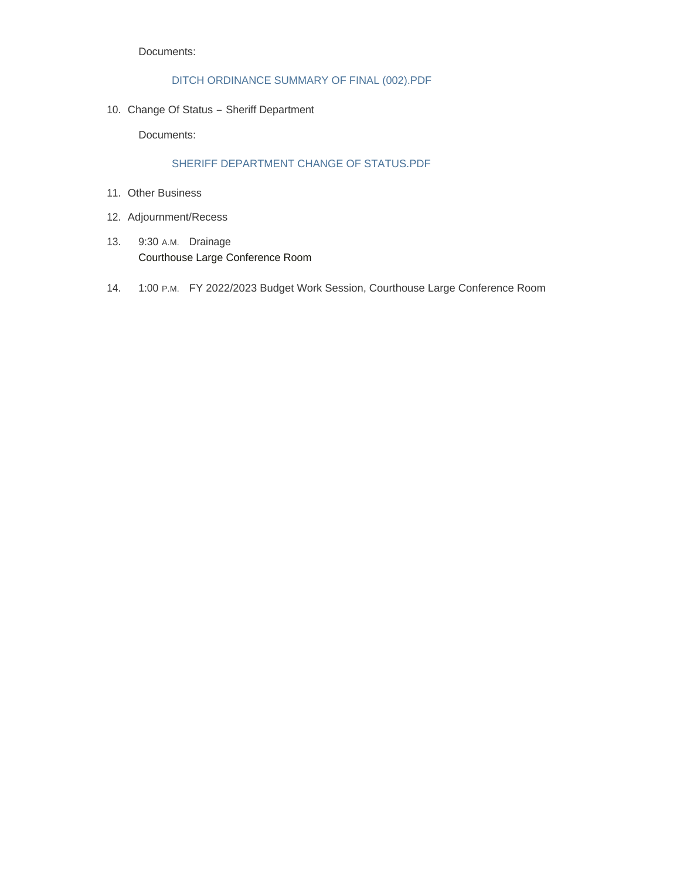Documents:

DITCH ORDINANCE SUMMARY OF FINAL (002).PDF

10. Change Of Status – Sheriff Department

    Documents:

    SHERIFF DEPARTMENT CHANGE OF STATUS.PDF

11. Other Business

12. Adjournment/Recess

13. 9:30 A.M. Drainage
    Courthouse Large Conference Room

14. 1:00 P.M. FY 2022/2023 Budget Work Session, Courthouse Large Conference Room